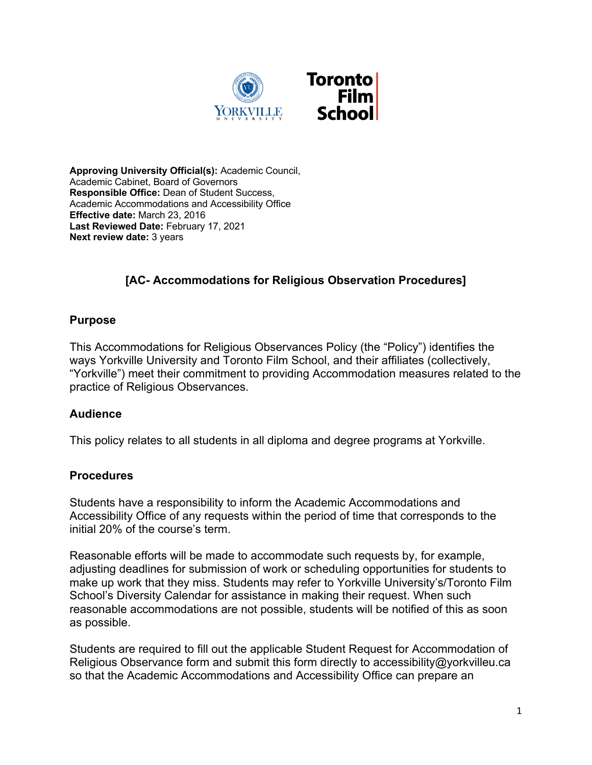**Approving University Official(s):** Academic Council, Academic Cabinet, Board of Governors
**Responsible Office:** Dean of Student Success, Academic Accommodations and Accessibility Office
**Effective date:** March 23, 2016
**Last Reviewed Date:** February 17, 2021
**Next review date:** 3 years

# [AC- Accommodations for Religious Observation Procedures]

## Purpose

This Accommodations for Religious Observances Policy (the "Policy") identifies the ways Yorkville University and Toronto Film School, and their affiliates (collectively, "Yorkville") meet their commitment to providing Accommodation measures related to the practice of Religious Observances.

## Audience

This policy relates to all students in all diploma and degree programs at Yorkville.

## Procedures

Students have a responsibility to inform the Academic Accommodations and Accessibility Office of any requests within the period of time that corresponds to the initial 20% of the course's term.

Reasonable efforts will be made to accommodate such requests by, for example, adjusting deadlines for submission of work or scheduling opportunities for students to make up work that they miss. Students may refer to Yorkville University's/Toronto Film School's Diversity Calendar for assistance in making their request. When such reasonable accommodations are not possible, students will be notified of this as soon as possible.

Students are required to fill out the applicable Student Request for Accommodation of Religious Observance form and submit this form directly to accessibility@yorkvilleu.ca so that the Academic Accommodations and Accessibility Office can prepare an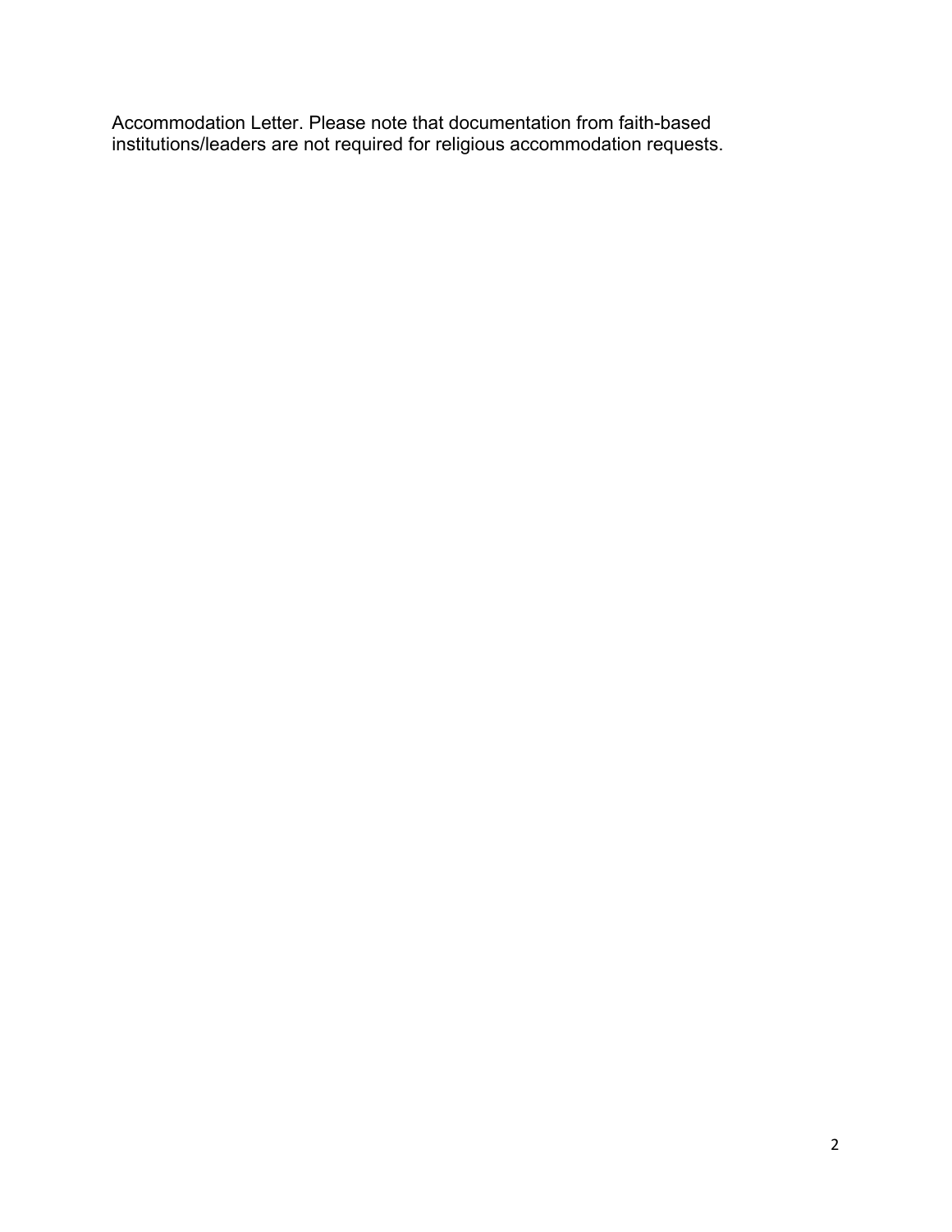Accommodation Letter. Please note that documentation from faith-based institutions/leaders are not required for religious accommodation requests.